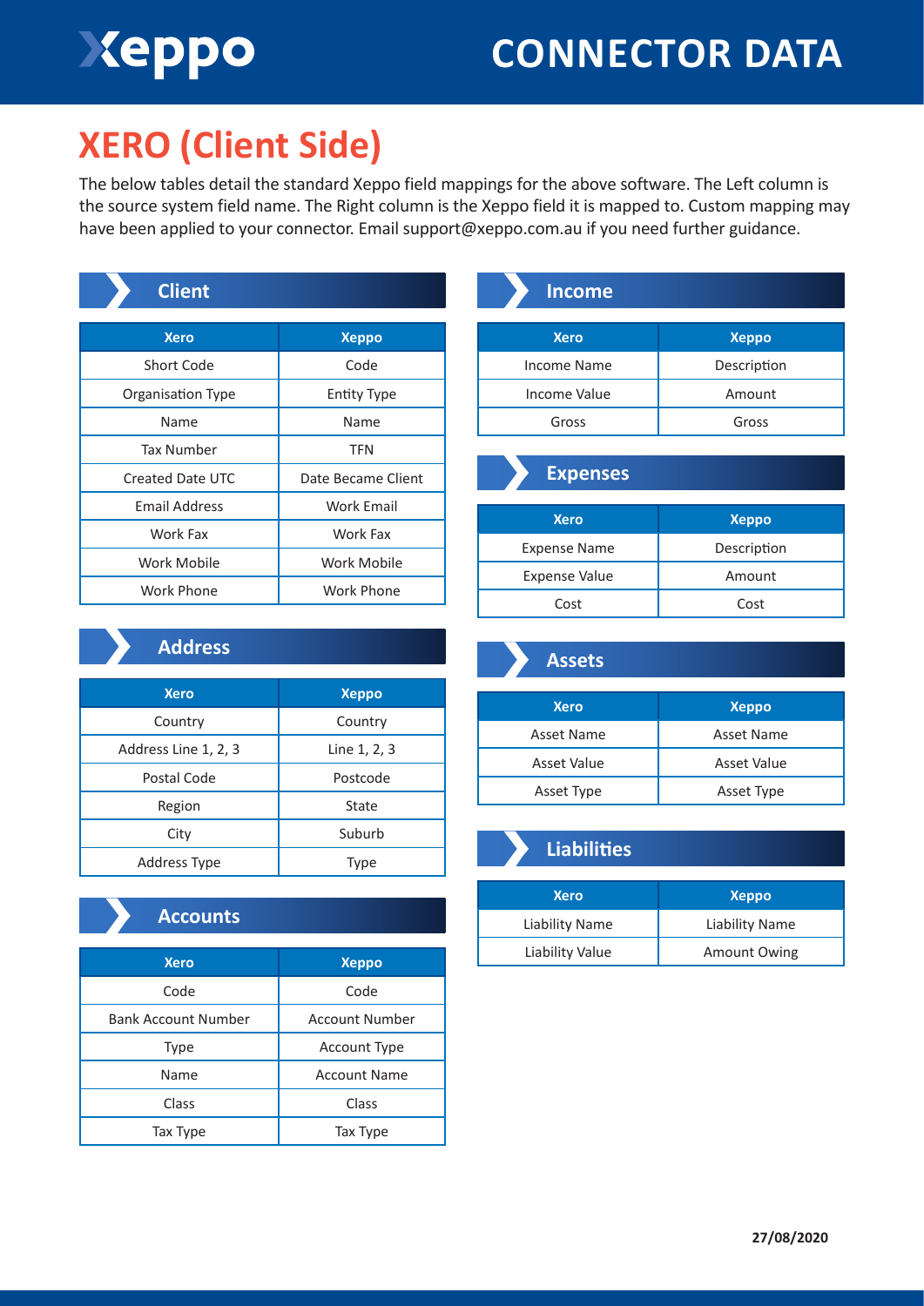# CONNECTOR DATA

## XERO (Client Side)

The below tables detail the standard Xeppo field mappings for the above software. The Left column is the source system field name. The Right column is the Xeppo field it is mapped to. Custom mapping may have been applied to your connector. Email support@xeppo.com.au if you need further guidance.

### Client

| Xero | Xeppo |
| --- | --- |
| Short Code | Code |
| Organisation Type | Entity Type |
| Name | Name |
| Tax Number | TFN |
| Created Date UTC | Date Became Client |
| Email Address | Work Email |
| Work Fax | Work Fax |
| Work Mobile | Work Mobile |
| Work Phone | Work Phone |

### Address

| Xero | Xeppo |
| --- | --- |
| Country | Country |
| Address Line 1, 2, 3 | Line 1, 2, 3 |
| Postal Code | Postcode |
| Region | State |
| City | Suburb |
| Address Type | Type |

### Accounts

| Xero | Xeppo |
| --- | --- |
| Code | Code |
| Bank Account Number | Account Number |
| Type | Account Type |
| Name | Account Name |
| Class | Class |
| Tax Type | Tax Type |

### Income

| Xero | Xeppo |
| --- | --- |
| Income Name | Description |
| Income Value | Amount |
| Gross | Gross |

### Expenses

| Xero | Xeppo |
| --- | --- |
| Expense Name | Description |
| Expense Value | Amount |
| Cost | Cost |

### Assets

| Xero | Xeppo |
| --- | --- |
| Asset Name | Asset Name |
| Asset Value | Asset Value |
| Asset Type | Asset Type |

### Liabilities

| Xero | Xeppo |
| --- | --- |
| Liability Name | Liability Name |
| Liability Value | Amount Owing |

27/08/2020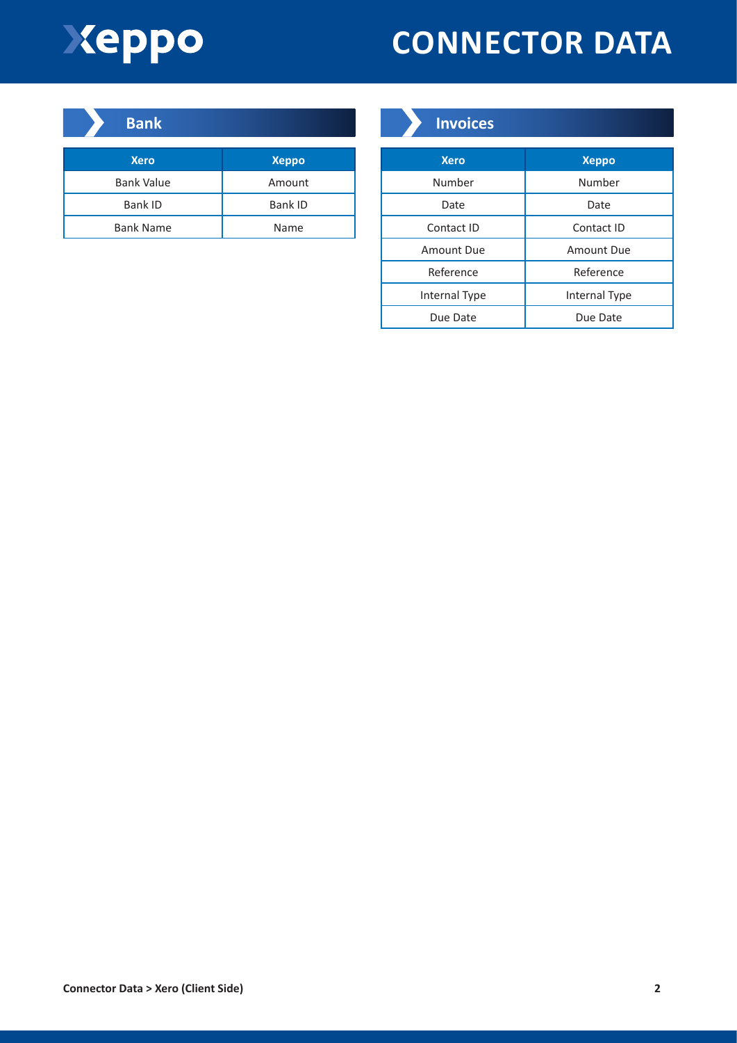# CONNECTOR DATA

## Bank

| Xero | Xeppo |
|---|---|
| Bank Value | Amount |
| Bank ID | Bank ID |
| Bank Name | Name |

## Invoices

| Xero | Xeppo |
|---|---|
| Number | Number |
| Date | Date |
| Contact ID | Contact ID |
| Amount Due | Amount Due |
| Reference | Reference |
| Internal Type | Internal Type |
| Due Date | Due Date |